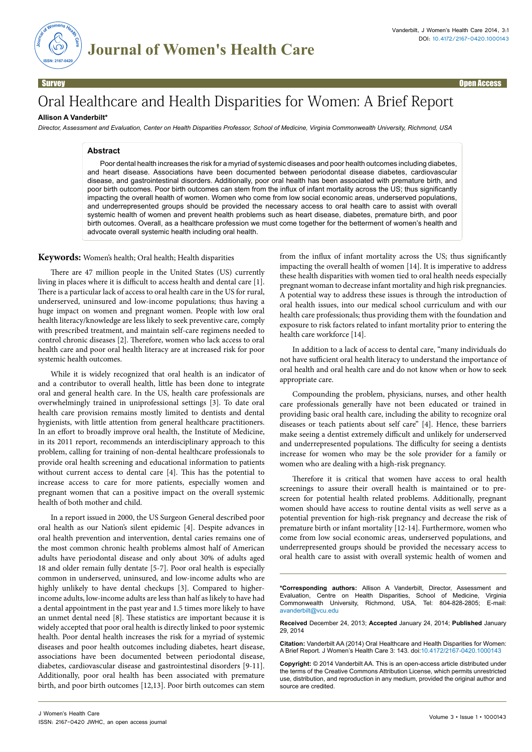Survey | Open Access

# Oral Healthcare and Health Disparities for Women: A Brief Report

**Allison A Vanderbilt***

*Director, Assessment and Evaluation, Center on Health Disparities Professor, School of Medicine, Virginia Commonwealth University, Richmond, USA*

## Abstract

Poor dental health increases the risk for a myriad of systemic diseases and poor health outcomes including diabetes, and heart disease. Associations have been documented between periodontal disease diabetes, cardiovascular disease, and gastrointestinal disorders. Additionally, poor oral health has been associated with premature birth, and poor birth outcomes. Poor birth outcomes can stem from the influx of infant mortality across the US; thus significantly impacting the overall health of women. Women who come from low social economic areas, underserved populations, and underrepresented groups should be provided the necessary access to oral health care to assist with overall systemic health of women and prevent health problems such as heart disease, diabetes, premature birth, and poor birth outcomes. Overall, as a healthcare profession we must come together for the betterment of women's health and advocate overall systemic health including oral health.

**Keywords:** Women's health; Oral health; Health disparities

There are 47 million people in the United States (US) currently living in places where it is difficult to access health and dental care [1]. There is a particular lack of access to oral health care in the US for rural, underserved, uninsured and low-income populations; thus having a huge impact on women and pregnant women. People with low oral health literacy/knowledge are less likely to seek preventive care, comply with prescribed treatment, and maintain self-care regimens needed to control chronic diseases [2]. Therefore, women who lack access to oral health care and poor oral health literacy are at increased risk for poor systemic health outcomes.

While it is widely recognized that oral health is an indicator of and a contributor to overall health, little has been done to integrate oral and general health care. In the US, health care professionals are overwhelmingly trained in uniprofessional settings [3]. To date oral health care provision remains mostly limited to dentists and dental hygienists, with little attention from general healthcare practitioners. In an effort to broadly improve oral health, the Institute of Medicine, in its 2011 report, recommends an interdisciplinary approach to this problem, calling for training of non-dental healthcare professionals to provide oral health screening and educational information to patients without current access to dental care [4]. This has the potential to increase access to care for more patients, especially women and pregnant women that can a positive impact on the overall systemic health of both mother and child.

In a report issued in 2000, the US Surgeon General described poor oral health as our Nation's silent epidemic [4]. Despite advances in oral health prevention and intervention, dental caries remains one of the most common chronic health problems almost half of American adults have periodontal disease and only about 30% of adults aged 18 and older remain fully dentate [5-7]. Poor oral health is especially common in underserved, uninsured, and low-income adults who are highly unlikely to have dental checkups [3]. Compared to higher-income adults, low-income adults are less than half as likely to have had a dental appointment in the past year and 1.5 times more likely to have an unmet dental need [8]. These statistics are important because it is widely accepted that poor oral health is directly linked to poor systemic health. Poor dental health increases the risk for a myriad of systemic diseases and poor health outcomes including diabetes, heart disease, associations have been documented between periodontal disease, diabetes, cardiovascular disease and gastrointestinal disorders [9-11]. Additionally, poor oral health has been associated with premature birth, and poor birth outcomes [12,13]. Poor birth outcomes can stem from the influx of infant mortality across the US; thus significantly impacting the overall health of women [14]. It is imperative to address these health disparities with women tied to oral health needs especially pregnant woman to decrease infant mortality and high risk pregnancies. A potential way to address these issues is through the introduction of oral health issues, into our medical school curriculum and with our health care professionals; thus providing them with the foundation and exposure to risk factors related to infant mortality prior to entering the health care workforce [14].

In addition to a lack of access to dental care, "many individuals do not have sufficient oral health literacy to understand the importance of oral health and oral health care and do not know when or how to seek appropriate care.

Compounding the problem, physicians, nurses, and other health care professionals generally have not been educated or trained in providing basic oral health care, including the ability to recognize oral diseases or teach patients about self care" [4]. Hence, these barriers make seeing a dentist extremely difficult and unlikely for underserved and underrepresented populations. The difficulty for seeing a dentists increase for women who may be the sole provider for a family or women who are dealing with a high-risk pregnancy.

Therefore it is critical that women have access to oral health screenings to assure their overall health is maintained or to pre-screen for potential health related problems. Additionally, pregnant women should have access to routine dental visits as well serve as a potential prevention for high-risk pregnancy and decrease the risk of premature birth or infant mortality [12-14]. Furthermore, women who come from low social economic areas, underserved populations, and underrepresented groups should be provided the necessary access to oral health care to assist with overall systemic health of women and

---

**\*Corresponding authors:** Allison A Vanderbilt, Director, Assessment and Evaluation, Centre on Health Disparities, School of Medicine, Virginia Commonwealth University, Richmond, USA, Tel: 804-828-2805; E-mail: avanderbilt@vcu.edu

**Received** December 24, 2013; **Accepted** January 24, 2014; **Published** January 29, 2014

**Citation:** Vanderbilt AA (2014) Oral Healthcare and Health Disparities for Women: A Brief Report. J Women's Health Care 3: 143. doi:10.4172/2167-0420.1000143

**Copyright:** © 2014 Vanderbilt AA. This is an open-access article distributed under the terms of the Creative Commons Attribution License, which permits unrestricted use, distribution, and reproduction in any medium, provided the original author and source are credited.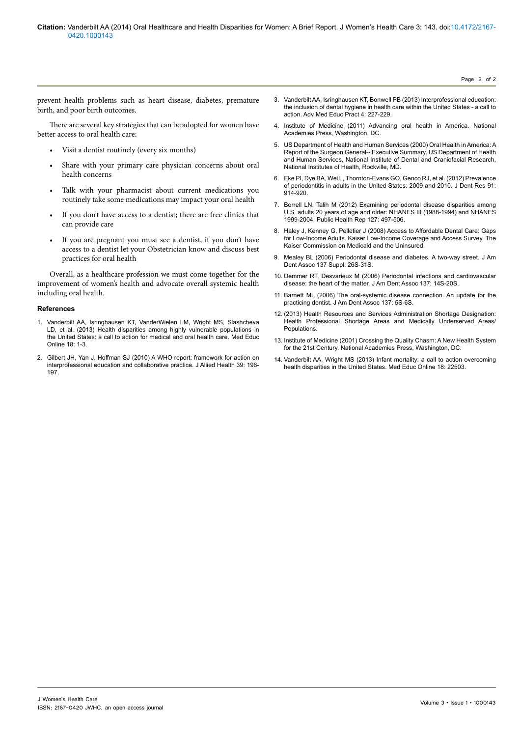prevent health problems such as heart disease, diabetes, premature birth, and poor birth outcomes.

There are several key strategies that can be adopted for women have better access to oral health care:

- Visit a dentist routinely (every six months)
- Share with your primary care physician concerns about oral health concerns
- Talk with your pharmacist about current medications you routinely take some medications may impact your oral health
- If you don't have access to a dentist; there are free clinics that can provide care
- If you are pregnant you must see a dentist, if you don't have access to a dentist let your Obstetrician know and discuss best practices for oral health

Overall, as a healthcare profession we must come together for the improvement of women's health and advocate overall systemic health including oral health.

## References

1. Vanderbilt AA, Isringhausen KT, VanderWielen LM, Wright MS, Slashcheva LD, et al. (2013) Health disparities among highly vulnerable populations in the United States: a call to action for medical and oral health care. Med Educ Online 18: 1-3.
2. Gilbert JH, Yan J, Hoffman SJ (2010) A WHO report: framework for action on interprofessional education and collaborative practice. J Allied Health 39: 196-197.
3. Vanderbilt AA, Isringhausen KT, Bonwell PB (2013) Interprofessional education: the inclusion of dental hygiene in health care within the United States - a call to action. Adv Med Educ Pract 4: 227-229.
4. Institute of Medicine (2011) Advancing oral health in America. National Academies Press, Washington, DC.
5. US Department of Health and Human Services (2000) Oral Health in America: A Report of the Surgeon General-- Executive Summary. US Department of Health and Human Services, National Institute of Dental and Craniofacial Research, National Institutes of Health, Rockville, MD.
6. Eke PI, Dye BA, Wei L, Thornton-Evans GO, Genco RJ, et al. (2012) Prevalence of periodontitis in adults in the United States: 2009 and 2010. J Dent Res 91: 914-920.
7. Borrell LN, Talih M (2012) Examining periodontal disease disparities among U.S. adults 20 years of age and older: NHANES III (1988-1994) and NHANES 1999-2004. Public Health Rep 127: 497-506.
8. Haley J, Kenney G, Pelletier J (2008) Access to Affordable Dental Care: Gaps for Low-Income Adults. Kaiser Low-Income Coverage and Access Survey. The Kaiser Commission on Medicaid and the Uninsured.
9. Mealey BL (2006) Periodontal disease and diabetes. A two-way street. J Am Dent Assoc 137 Suppl: 26S-31S.
10. Demmer RT, Desvarieux M (2006) Periodontal infections and cardiovascular disease: the heart of the matter. J Am Dent Assoc 137: 14S-20S.
11. Barnett ML (2006) The oral-systemic disease connection. An update for the practicing dentist. J Am Dent Assoc 137: 5S-6S.
12. (2013) Health Resources and Services Administration Shortage Designation: Health Professional Shortage Areas and Medically Underserved Areas/ Populations.
13. Institute of Medicine (2001) Crossing the Quality Chasm: A New Health System for the 21st Century. National Academies Press, Washington, DC.
14. Vanderbilt AA, Wright MS (2013) Infant mortality: a call to action overcoming health disparities in the United States. Med Educ Online 18: 22503.